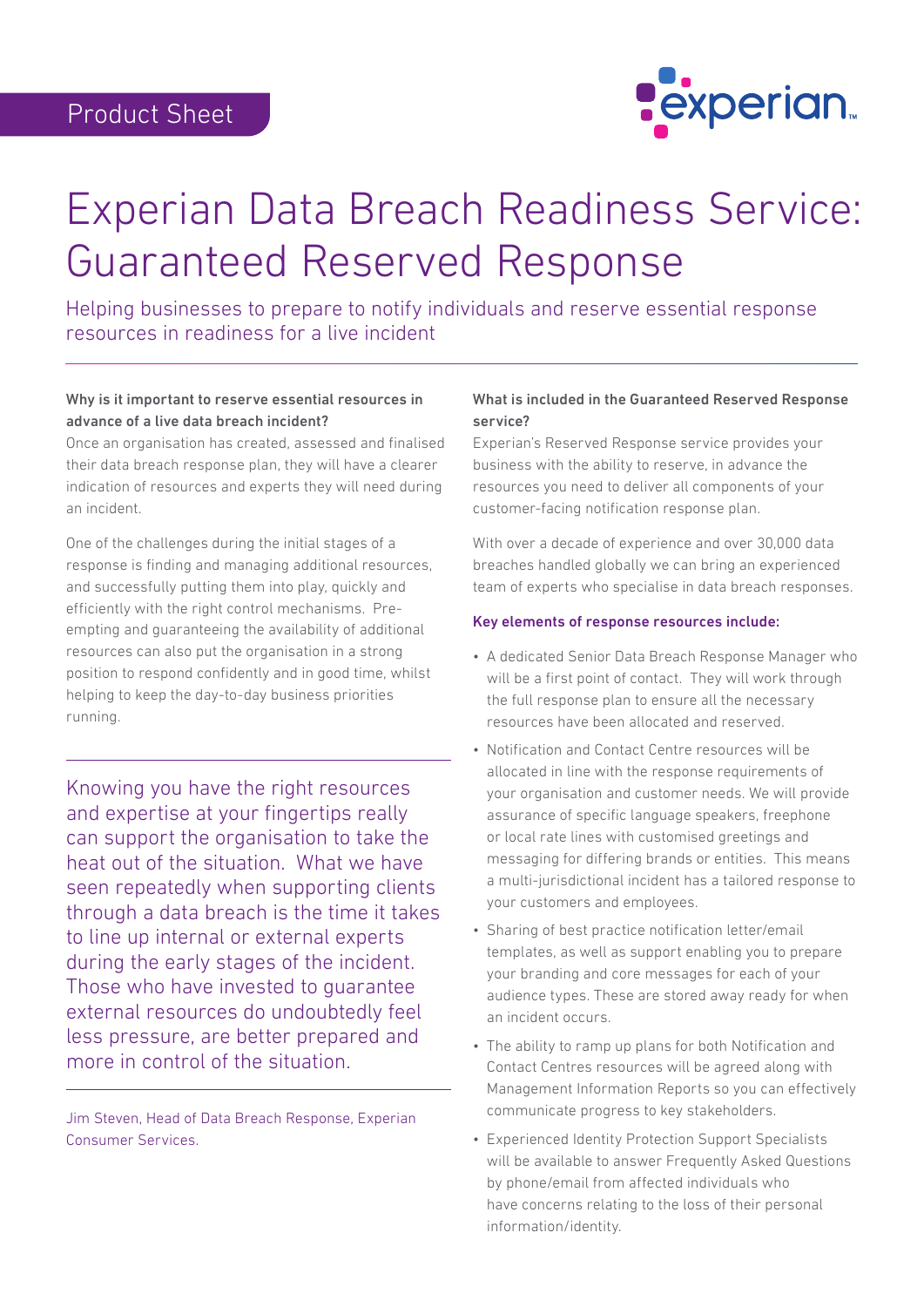Product Sheet

# Experian Data Breach Readiness Service: Guaranteed Reserved Response

Helping businesses to prepare to notify individuals and reserve essential response resources in readiness for a live incident

**Why is it important to reserve essential resources in advance of a live data breach incident?**

Once an organisation has created, assessed and finalised their data breach response plan, they will have a clearer indication of resources and experts they will need during an incident.

One of the challenges during the initial stages of a response is finding and managing additional resources, and successfully putting them into play, quickly and efficiently with the right control mechanisms. Pre-empting and guaranteeing the availability of additional resources can also put the organisation in a strong position to respond confidently and in good time, whilst helping to keep the day-to-day business priorities running.

> Knowing you have the right resources and expertise at your fingertips really can support the organisation to take the heat out of the situation. What we have seen repeatedly when supporting clients through a data breach is the time it takes to line up internal or external experts during the early stages of the incident. Those who have invested to guarantee external resources do undoubtedly feel less pressure, are better prepared and more in control of the situation.

Jim Steven, Head of Data Breach Response, Experian Consumer Services.

**What is included in the Guaranteed Reserved Response service?**

Experian's Reserved Response service provides your business with the ability to reserve, in advance the resources you need to deliver all components of your customer-facing notification response plan.

With over a decade of experience and over 30,000 data breaches handled globally we can bring an experienced team of experts who specialise in data breach responses.

**Key elements of response resources include:**

- A dedicated Senior Data Breach Response Manager who will be a first point of contact. They will work through the full response plan to ensure all the necessary resources have been allocated and reserved.
- Notification and Contact Centre resources will be allocated in line with the response requirements of your organisation and customer needs. We will provide assurance of specific language speakers, freephone or local rate lines with customised greetings and messaging for differing brands or entities. This means a multi-jurisdictional incident has a tailored response to your customers and employees.
- Sharing of best practice notification letter/email templates, as well as support enabling you to prepare your branding and core messages for each of your audience types. These are stored away ready for when an incident occurs.
- The ability to ramp up plans for both Notification and Contact Centres resources will be agreed along with Management Information Reports so you can effectively communicate progress to key stakeholders.
- Experienced Identity Protection Support Specialists will be available to answer Frequently Asked Questions by phone/email from affected individuals who have concerns relating to the loss of their personal information/identity.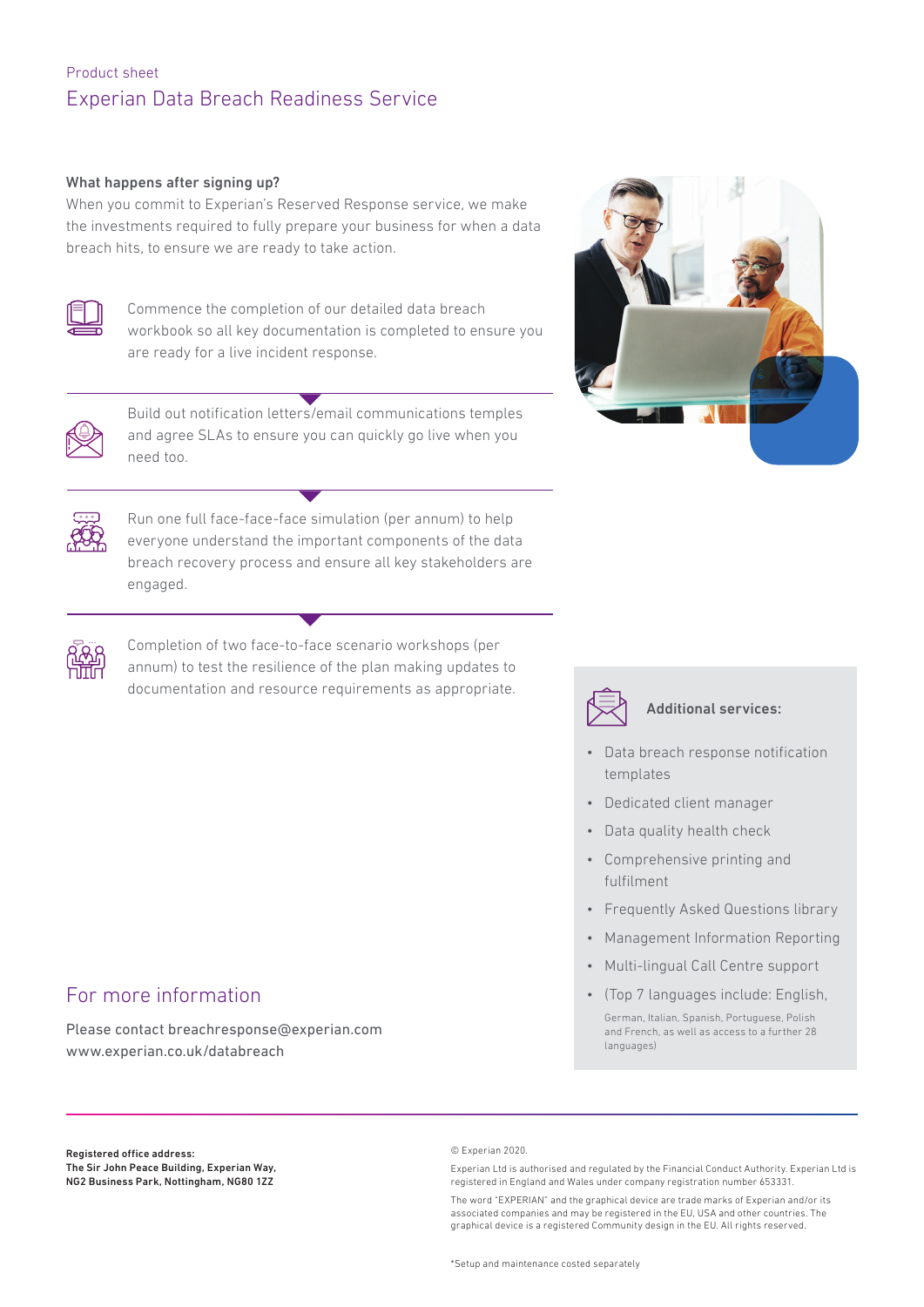Product sheet

# Experian Data Breach Readiness Service

### What happens after signing up?

When you commit to Experian's Reserved Response service, we make the investments required to fully prepare your business for when a data breach hits, to ensure we are ready to take action.

Commence the completion of our detailed data breach workbook so all key documentation is completed to ensure you are ready for a live incident response.

Build out notification letters/email communications temples and agree SLAs to ensure you can quickly go live when you need too.

Run one full face-face-face simulation (per annum) to help everyone understand the important components of the data breach recovery process and ensure all key stakeholders are engaged.

Completion of two face-to-face scenario workshops (per annum) to test the resilience of the plan making updates to documentation and resource requirements as appropriate.

### Additional services:

- Data breach response notification templates
- Dedicated client manager
- Data quality health check
- Comprehensive printing and fulfilment
- Frequently Asked Questions library
- Management Information Reporting
- Multi-lingual Call Centre support
- (Top 7 languages include: English, German, Italian, Spanish, Portuguese, Polish and French, as well as access to a further 28 languages)

## For more information

Please contact breachresponse@experian.com
www.experian.co.uk/databreach

**Registered office address:**
**The Sir John Peace Building, Experian Way, NG2 Business Park, Nottingham, NG80 1ZZ**

© Experian 2020.

Experian Ltd is authorised and regulated by the Financial Conduct Authority. Experian Ltd is registered in England and Wales under company registration number 653331.

The word "EXPERIAN" and the graphical device are trade marks of Experian and/or its associated companies and may be registered in the EU, USA and other countries. The graphical device is a registered Community design in the EU. All rights reserved.

*Setup and maintenance costed separately